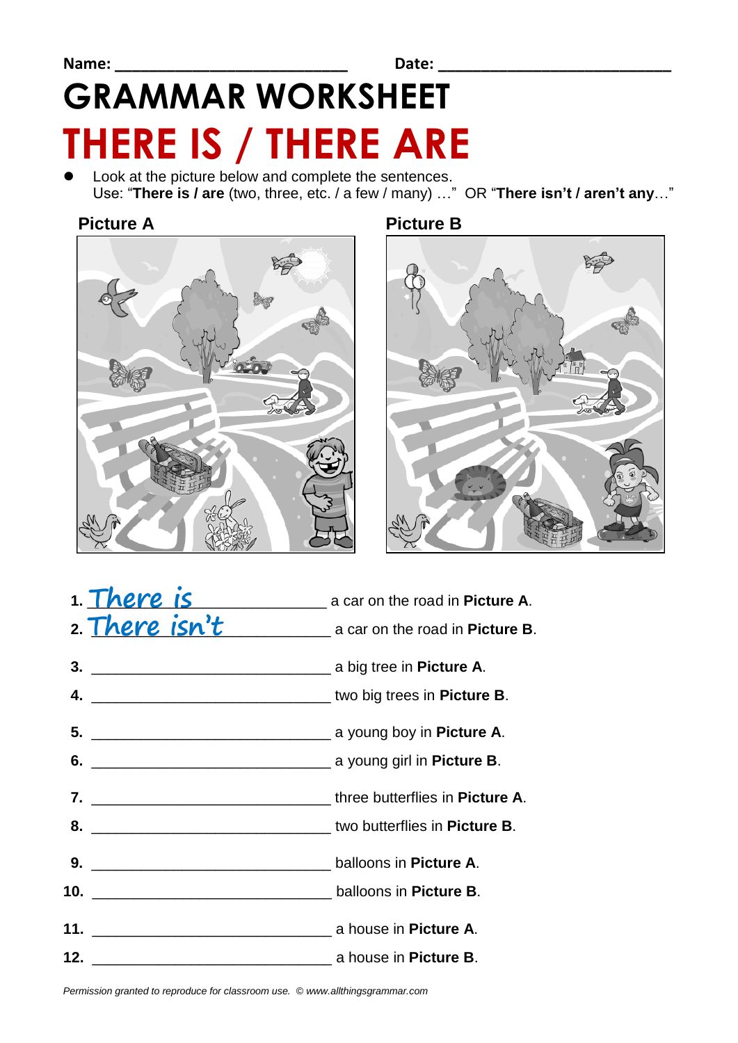Name: ____________________________ Date: ______________________________

# GRAMMAR WORKSHEET

# THERE IS / THERE ARE

- Look at the picture below and complete the sentences.
  Use: "**There is / are** (two, three, etc. / a few / many) …" OR "**There isn't / aren't any**…"

**Picture A**

**Picture B**

1. There is ______________ a car on the road in **Picture A**.
2. There isn't ____________ a car on the road in **Picture B**.
3. ______________________________ a big tree in **Picture A**.
4. ______________________________ two big trees in **Picture B**.
5. ______________________________ a young boy in **Picture A**.
6. ______________________________ a young girl in **Picture B**.
7. ______________________________ three butterflies in **Picture A**.
8. ______________________________ two butterflies in **Picture B**.
9. ______________________________ balloons in **Picture A**.
10. ______________________________ balloons in **Picture B**.
11. ______________________________ a house in **Picture A**.
12. ______________________________ a house in **Picture B**.

*Permission granted to reproduce for classroom use. © www.allthingsgrammar.com*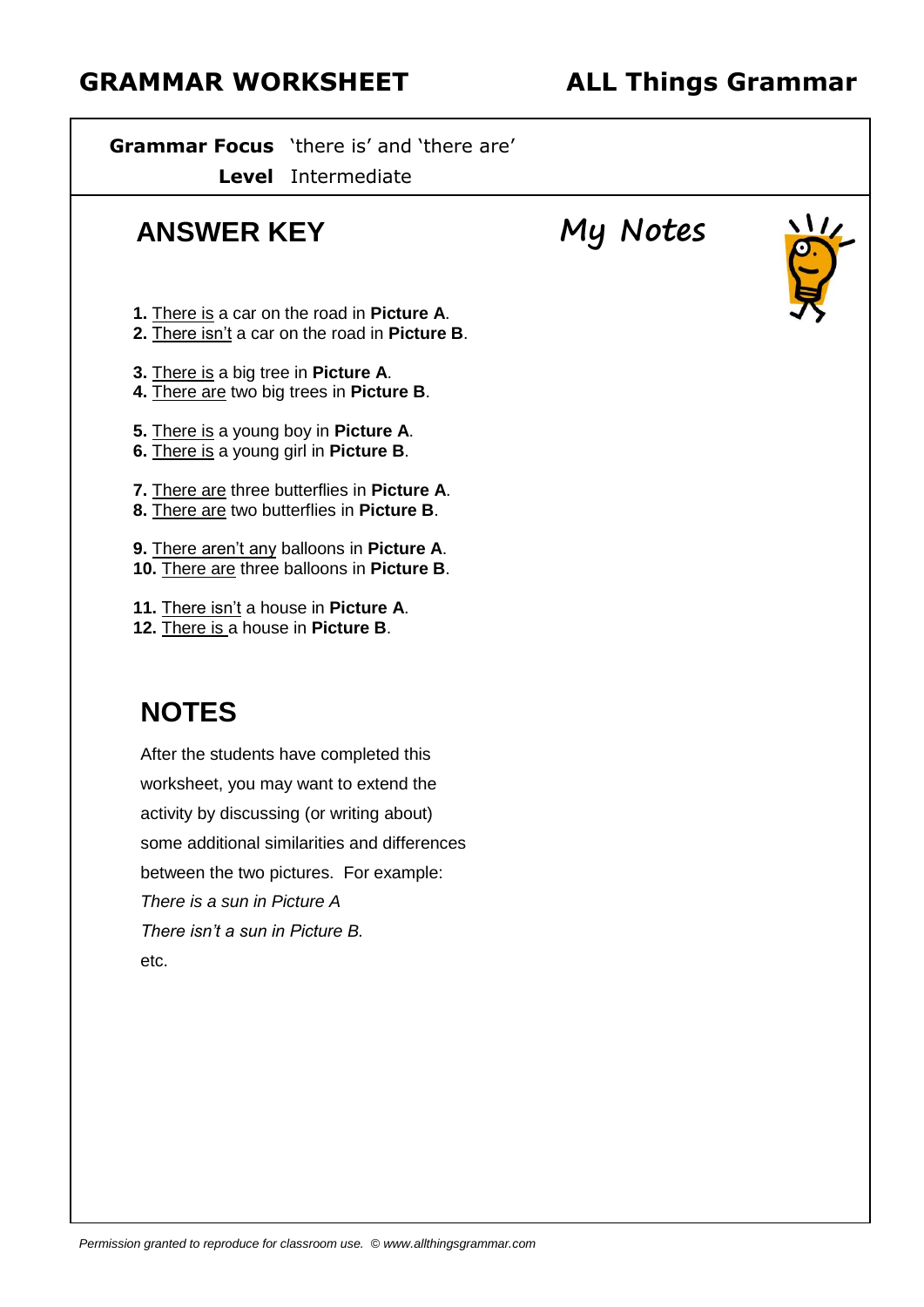## GRAMMAR WORKSHEET — ALL Things Grammar

**Grammar Focus** 'there is' and 'there are'
**Level** Intermediate

## ANSWER KEY

*My Notes*

**1.** There is a car on the road in **Picture A**.
**2.** There isn't a car on the road in **Picture B**.

**3.** There is a big tree in **Picture A**.
**4.** There are two big trees in **Picture B**.

**5.** There is a young boy in **Picture A**.
**6.** There is a young girl in **Picture B**.

**7.** There are three butterflies in **Picture A**.
**8.** There are two butterflies in **Picture B**.

**9.** There aren't any balloons in **Picture A**.
**10.** There are three balloons in **Picture B**.

**11.** There isn't a house in **Picture A**.
**12.** There is a house in **Picture B**.

## NOTES

After the students have completed this worksheet, you may want to extend the activity by discussing (or writing about) some additional similarities and differences between the two pictures. For example:
*There is a sun in Picture A*
*There isn't a sun in Picture B.*
etc.

*Permission granted to reproduce for classroom use. © www.allthingsgrammar.com*